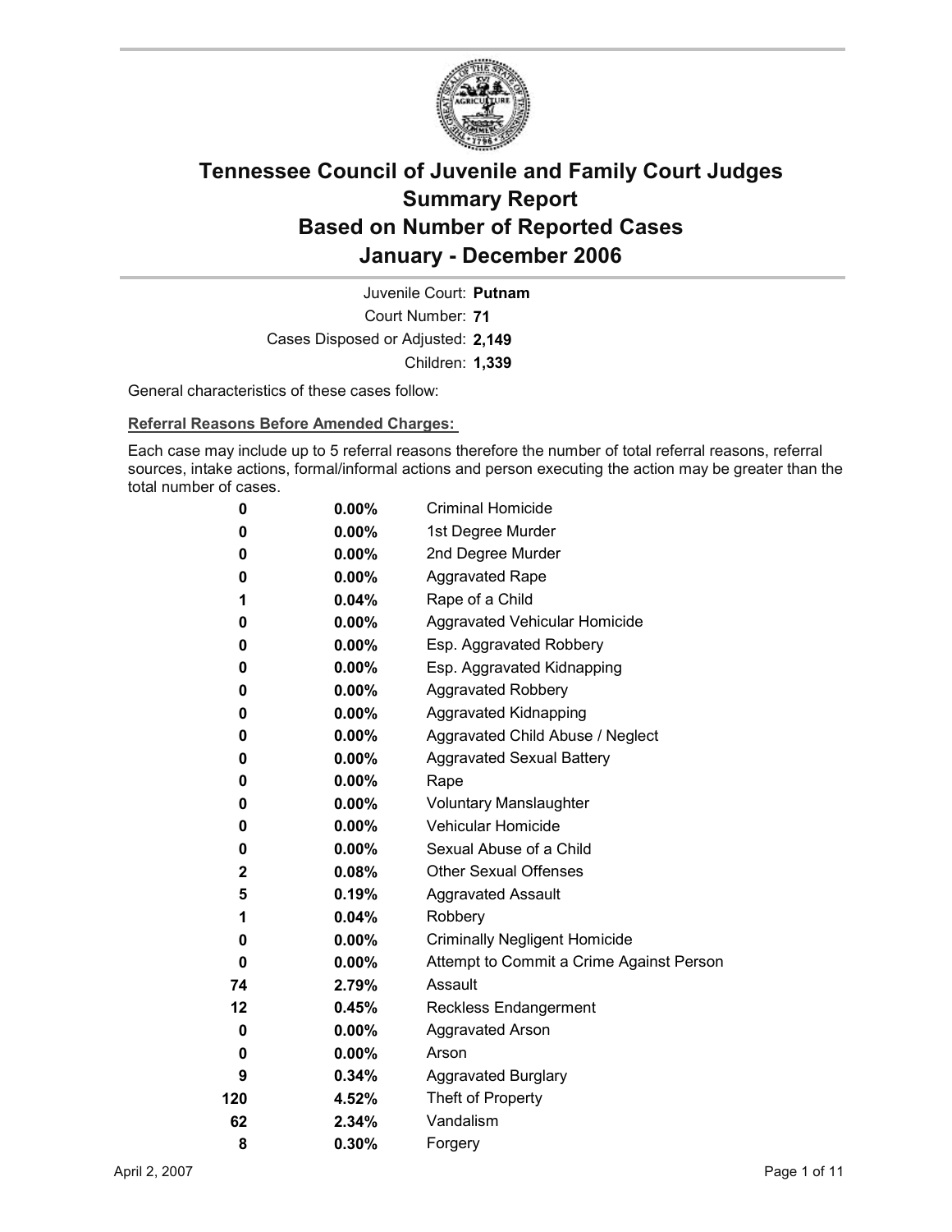# Tennessee Council of Juvenile and Family Court Judges
## Summary Report
## Based on Number of Reported Cases
## January - December 2006

Juvenile Court: **Putnam**
Court Number: **71**
Cases Disposed or Adjusted: **2,149**
Children: **1,339**

General characteristics of these cases follow:

**Referral Reasons Before Amended Charges:**

Each case may include up to 5 referral reasons therefore the number of total referral reasons, referral sources, intake actions, formal/informal actions and person executing the action may be greater than the total number of cases.

| Count | Percent | Referral Reason |
|---|---|---|
| 0 | 0.00% | Criminal Homicide |
| 0 | 0.00% | 1st Degree Murder |
| 0 | 0.00% | 2nd Degree Murder |
| 0 | 0.00% | Aggravated Rape |
| 1 | 0.04% | Rape of a Child |
| 0 | 0.00% | Aggravated Vehicular Homicide |
| 0 | 0.00% | Esp. Aggravated Robbery |
| 0 | 0.00% | Esp. Aggravated Kidnapping |
| 0 | 0.00% | Aggravated Robbery |
| 0 | 0.00% | Aggravated Kidnapping |
| 0 | 0.00% | Aggravated Child Abuse / Neglect |
| 0 | 0.00% | Aggravated Sexual Battery |
| 0 | 0.00% | Rape |
| 0 | 0.00% | Voluntary Manslaughter |
| 0 | 0.00% | Vehicular Homicide |
| 0 | 0.00% | Sexual Abuse of a Child |
| 2 | 0.08% | Other Sexual Offenses |
| 5 | 0.19% | Aggravated Assault |
| 1 | 0.04% | Robbery |
| 0 | 0.00% | Criminally Negligent Homicide |
| 0 | 0.00% | Attempt to Commit a Crime Against Person |
| 74 | 2.79% | Assault |
| 12 | 0.45% | Reckless Endangerment |
| 0 | 0.00% | Aggravated Arson |
| 0 | 0.00% | Arson |
| 9 | 0.34% | Aggravated Burglary |
| 120 | 4.52% | Theft of Property |
| 62 | 2.34% | Vandalism |
| 8 | 0.30% | Forgery |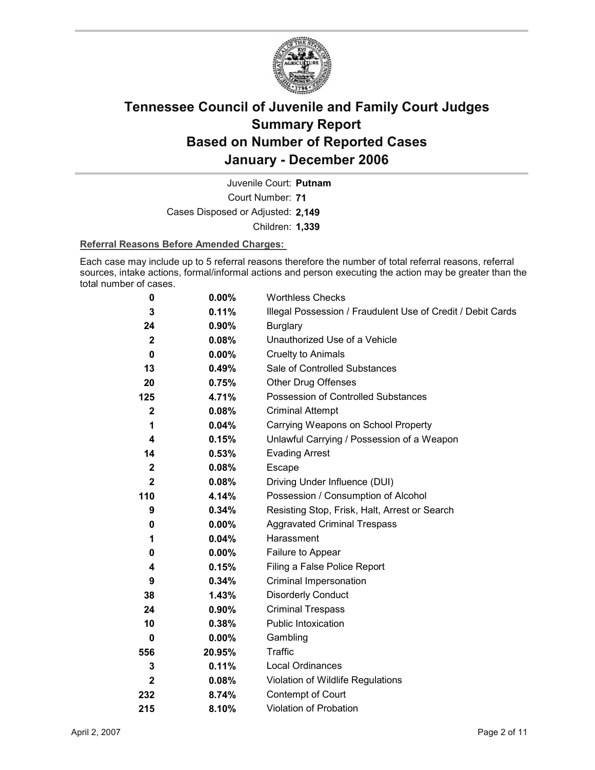# Tennessee Council of Juvenile and Family Court Judges
# Summary Report
# Based on Number of Reported Cases
# January - December 2006

Juvenile Court: **Putnam**
Court Number: **71**
Cases Disposed or Adjusted: **2,149**
Children: **1,339**

**Referral Reasons Before Amended Charges:**

Each case may include up to 5 referral reasons therefore the number of total referral reasons, referral sources, intake actions, formal/informal actions and person executing the action may be greater than the total number of cases.

| Count | Percent | Referral Reason |
|---|---|---|
| 0 | 0.00% | Worthless Checks |
| 3 | 0.11% | Illegal Possession / Fraudulent Use of Credit / Debit Cards |
| 24 | 0.90% | Burglary |
| 2 | 0.08% | Unauthorized Use of a Vehicle |
| 0 | 0.00% | Cruelty to Animals |
| 13 | 0.49% | Sale of Controlled Substances |
| 20 | 0.75% | Other Drug Offenses |
| 125 | 4.71% | Possession of Controlled Substances |
| 2 | 0.08% | Criminal Attempt |
| 1 | 0.04% | Carrying Weapons on School Property |
| 4 | 0.15% | Unlawful Carrying / Possession of a Weapon |
| 14 | 0.53% | Evading Arrest |
| 2 | 0.08% | Escape |
| 2 | 0.08% | Driving Under Influence (DUI) |
| 110 | 4.14% | Possession / Consumption of Alcohol |
| 9 | 0.34% | Resisting Stop, Frisk, Halt, Arrest or Search |
| 0 | 0.00% | Aggravated Criminal Trespass |
| 1 | 0.04% | Harassment |
| 0 | 0.00% | Failure to Appear |
| 4 | 0.15% | Filing a False Police Report |
| 9 | 0.34% | Criminal Impersonation |
| 38 | 1.43% | Disorderly Conduct |
| 24 | 0.90% | Criminal Trespass |
| 10 | 0.38% | Public Intoxication |
| 0 | 0.00% | Gambling |
| 556 | 20.95% | Traffic |
| 3 | 0.11% | Local Ordinances |
| 2 | 0.08% | Violation of Wildlife Regulations |
| 232 | 8.74% | Contempt of Court |
| 215 | 8.10% | Violation of Probation |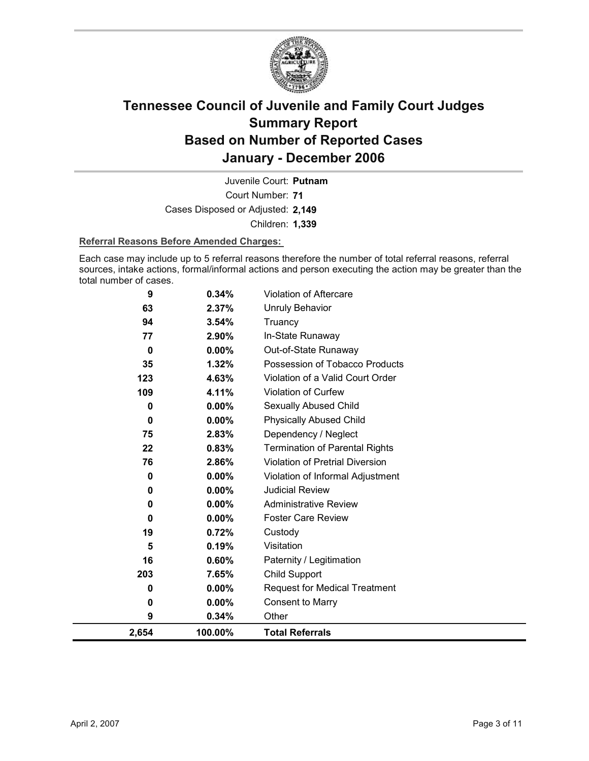# Tennessee Council of Juvenile and Family Court Judges Summary Report Based on Number of Reported Cases January - December 2006

Juvenile Court: **Putnam**

Court Number: **71**

Cases Disposed or Adjusted: **2,149**

Children: **1,339**

**Referral Reasons Before Amended Charges:**

Each case may include up to 5 referral reasons therefore the number of total referral reasons, referral sources, intake actions, formal/informal actions and person executing the action may be greater than the total number of cases.

| Count | Percent | Referral Reason |
|---|---|---|
| 9 | 0.34% | Violation of Aftercare |
| 63 | 2.37% | Unruly Behavior |
| 94 | 3.54% | Truancy |
| 77 | 2.90% | In-State Runaway |
| 0 | 0.00% | Out-of-State Runaway |
| 35 | 1.32% | Possession of Tobacco Products |
| 123 | 4.63% | Violation of a Valid Court Order |
| 109 | 4.11% | Violation of Curfew |
| 0 | 0.00% | Sexually Abused Child |
| 0 | 0.00% | Physically Abused Child |
| 75 | 2.83% | Dependency / Neglect |
| 22 | 0.83% | Termination of Parental Rights |
| 76 | 2.86% | Violation of Pretrial Diversion |
| 0 | 0.00% | Violation of Informal Adjustment |
| 0 | 0.00% | Judicial Review |
| 0 | 0.00% | Administrative Review |
| 0 | 0.00% | Foster Care Review |
| 19 | 0.72% | Custody |
| 5 | 0.19% | Visitation |
| 16 | 0.60% | Paternity / Legitimation |
| 203 | 7.65% | Child Support |
| 0 | 0.00% | Request for Medical Treatment |
| 0 | 0.00% | Consent to Marry |
| 9 | 0.34% | Other |
| **2,654** | **100.00%** | **Total Referrals** |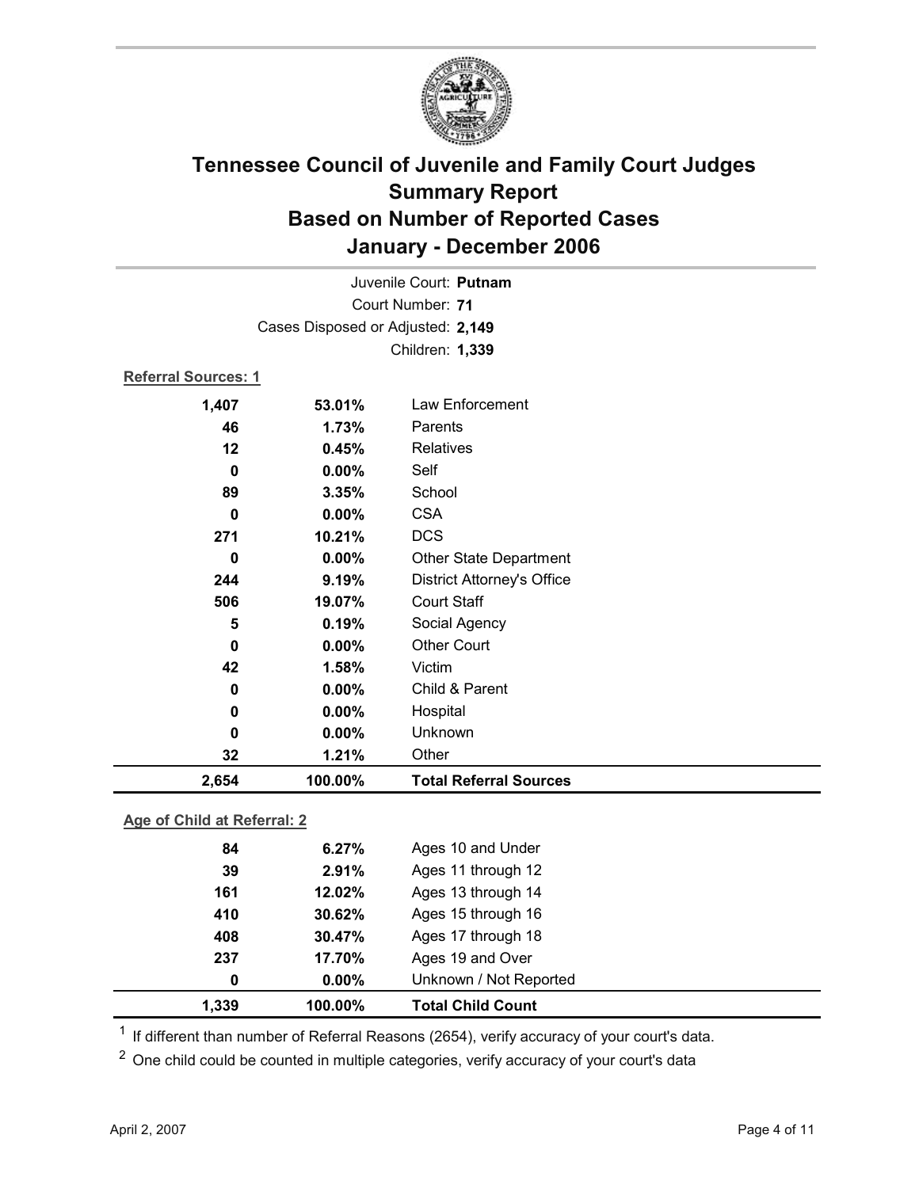# Tennessee Council of Juvenile and Family Court Judges
# Summary Report
# Based on Number of Reported Cases
# January - December 2006

Juvenile Court: **Putnam**

Court Number: **71**

Cases Disposed or Adjusted: **2,149**

Children: **1,339**

**Referral Sources: 1**

| Count | Percent | Source |
|---|---|---|
| 1,407 | 53.01% | Law Enforcement |
| 46 | 1.73% | Parents |
| 12 | 0.45% | Relatives |
| 0 | 0.00% | Self |
| 89 | 3.35% | School |
| 0 | 0.00% | CSA |
| 271 | 10.21% | DCS |
| 0 | 0.00% | Other State Department |
| 244 | 9.19% | District Attorney's Office |
| 506 | 19.07% | Court Staff |
| 5 | 0.19% | Social Agency |
| 0 | 0.00% | Other Court |
| 42 | 1.58% | Victim |
| 0 | 0.00% | Child & Parent |
| 0 | 0.00% | Hospital |
| 0 | 0.00% | Unknown |
| 32 | 1.21% | Other |
| **2,654** | **100.00%** | **Total Referral Sources** |

**Age of Child at Referral: 2**

| Count | Percent | Age |
|---|---|---|
| 84 | 6.27% | Ages 10 and Under |
| 39 | 2.91% | Ages 11 through 12 |
| 161 | 12.02% | Ages 13 through 14 |
| 410 | 30.62% | Ages 15 through 16 |
| 408 | 30.47% | Ages 17 through 18 |
| 237 | 17.70% | Ages 19 and Over |
| 0 | 0.00% | Unknown / Not Reported |
| **1,339** | **100.00%** | **Total Child Count** |

[1] If different than number of Referral Reasons (2654), verify accuracy of your court's data.

[2] One child could be counted in multiple categories, verify accuracy of your court's data

April 2, 2007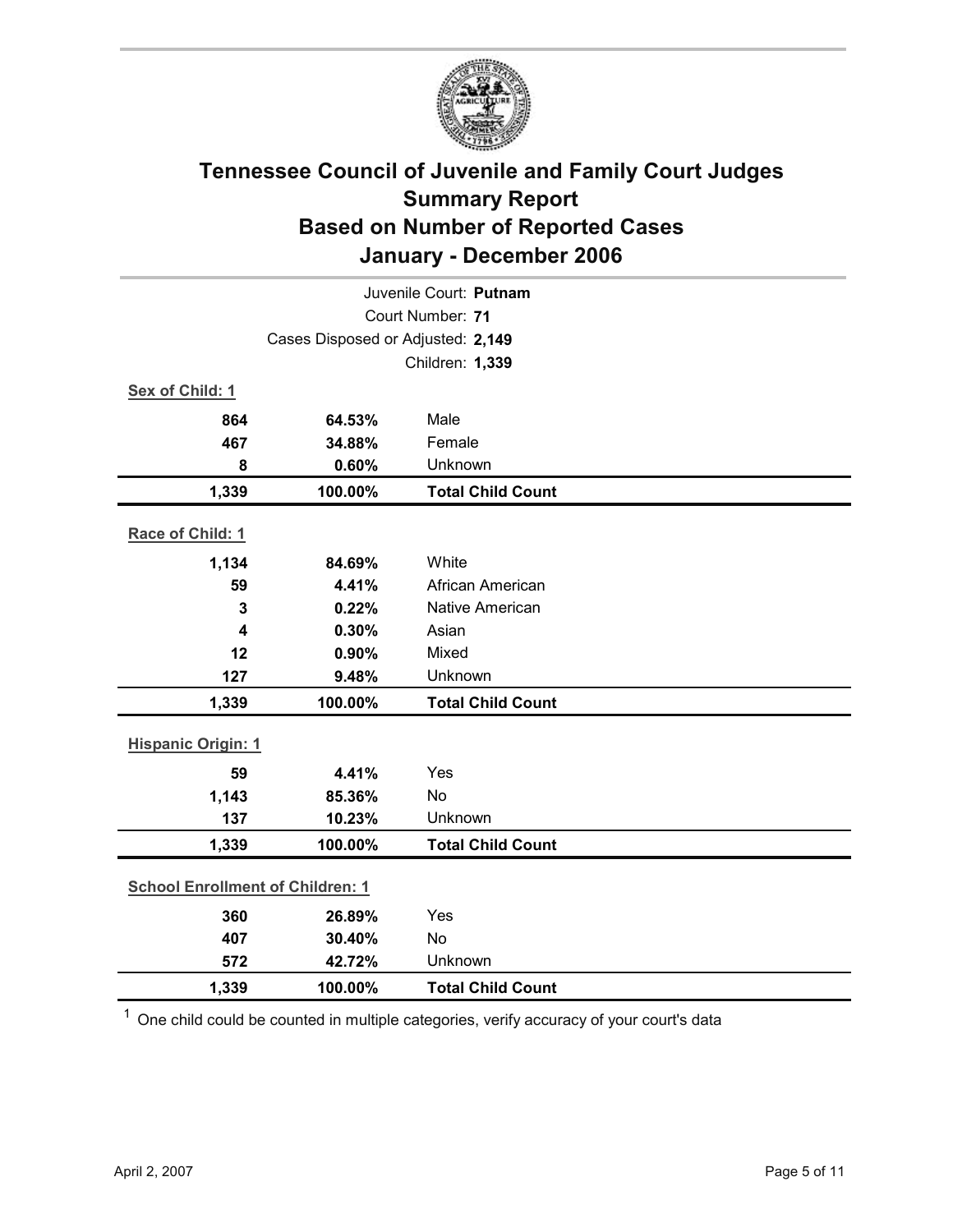# Tennessee Council of Juvenile and Family Court Judges
## Summary Report
## Based on Number of Reported Cases
## January - December 2006

Juvenile Court: **Putnam**
Court Number: **71**
Cases Disposed or Adjusted: **2,149**
Children: **1,339**

**Sex of Child: 1**

| | | |
|---|---|---|
| 864 | 64.53% | Male |
| 467 | 34.88% | Female |
| 8 | 0.60% | Unknown |
| **1,339** | **100.00%** | **Total Child Count** |

**Race of Child: 1**

| | | |
|---|---|---|
| 1,134 | 84.69% | White |
| 59 | 4.41% | African American |
| 3 | 0.22% | Native American |
| 4 | 0.30% | Asian |
| 12 | 0.90% | Mixed |
| 127 | 9.48% | Unknown |
| **1,339** | **100.00%** | **Total Child Count** |

**Hispanic Origin: 1**

| | | |
|---|---|---|
| 59 | 4.41% | Yes |
| 1,143 | 85.36% | No |
| 137 | 10.23% | Unknown |
| **1,339** | **100.00%** | **Total Child Count** |

**School Enrollment of Children: 1**

| | | |
|---|---|---|
| 360 | 26.89% | Yes |
| 407 | 30.40% | No |
| 572 | 42.72% | Unknown |
| **1,339** | **100.00%** | **Total Child Count** |

[1] One child could be counted in multiple categories, verify accuracy of your court's data

April 2, 2007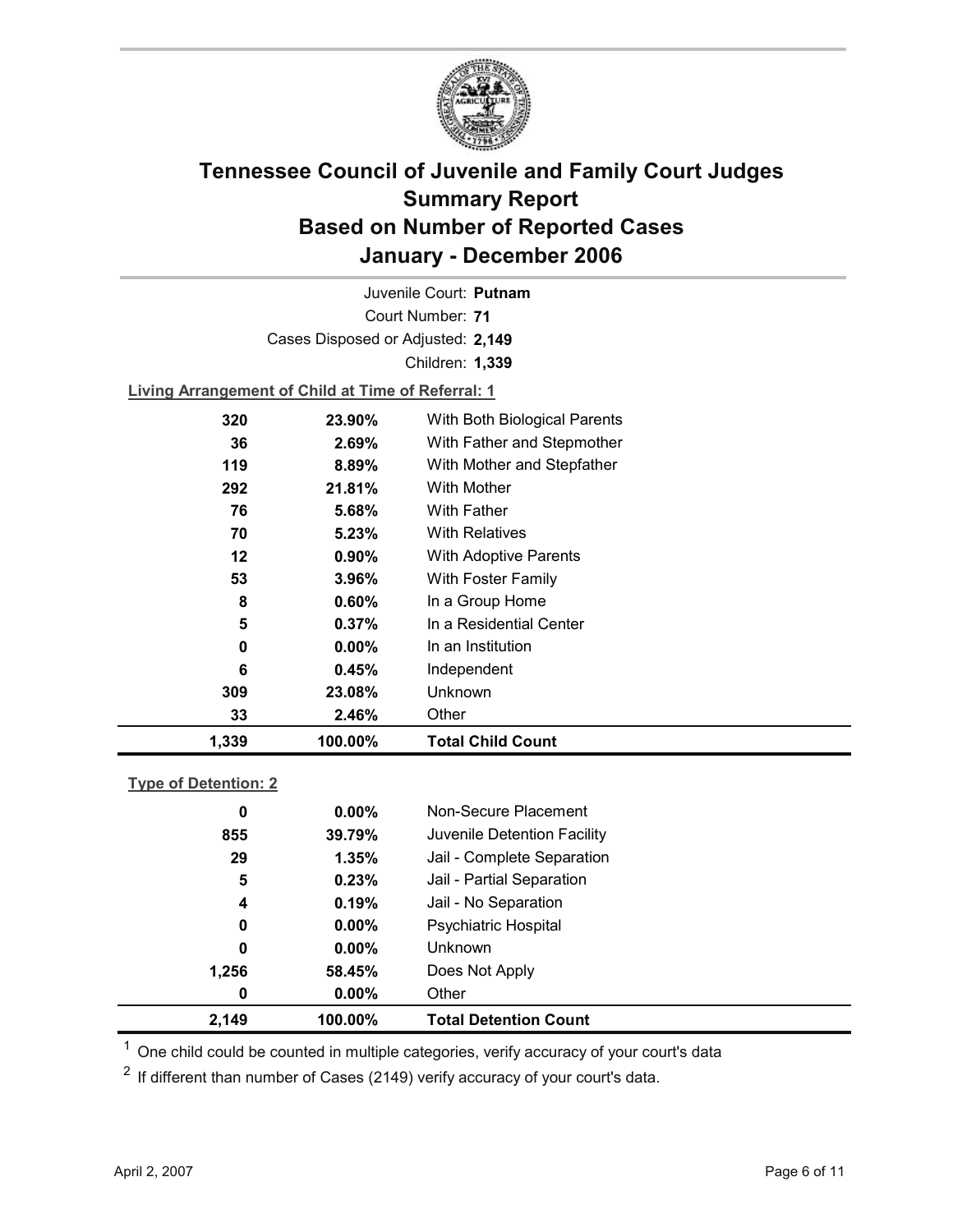# Tennessee Council of Juvenile and Family Court Judges
## Summary Report
## Based on Number of Reported Cases
## January - December 2006

Juvenile Court: **Putnam**

Court Number: **71**

Cases Disposed or Adjusted: **2,149**

Children: **1,339**

**Living Arrangement of Child at Time of Referral: 1**

| Count | Percent | Living Arrangement |
|---|---|---|
| 320 | 23.90% | With Both Biological Parents |
| 36 | 2.69% | With Father and Stepmother |
| 119 | 8.89% | With Mother and Stepfather |
| 292 | 21.81% | With Mother |
| 76 | 5.68% | With Father |
| 70 | 5.23% | With Relatives |
| 12 | 0.90% | With Adoptive Parents |
| 53 | 3.96% | With Foster Family |
| 8 | 0.60% | In a Group Home |
| 5 | 0.37% | In a Residential Center |
| 0 | 0.00% | In an Institution |
| 6 | 0.45% | Independent |
| 309 | 23.08% | Unknown |
| 33 | 2.46% | Other |
| **1,339** | **100.00%** | **Total Child Count** |

**Type of Detention: 2**

| Count | Percent | Type of Detention |
|---|---|---|
| 0 | 0.00% | Non-Secure Placement |
| 855 | 39.79% | Juvenile Detention Facility |
| 29 | 1.35% | Jail - Complete Separation |
| 5 | 0.23% | Jail - Partial Separation |
| 4 | 0.19% | Jail - No Separation |
| 0 | 0.00% | Psychiatric Hospital |
| 0 | 0.00% | Unknown |
| 1,256 | 58.45% | Does Not Apply |
| 0 | 0.00% | Other |
| **2,149** | **100.00%** | **Total Detention Count** |

[1] One child could be counted in multiple categories, verify accuracy of your court's data

[2] If different than number of Cases (2149) verify accuracy of your court's data.

April 2, 2007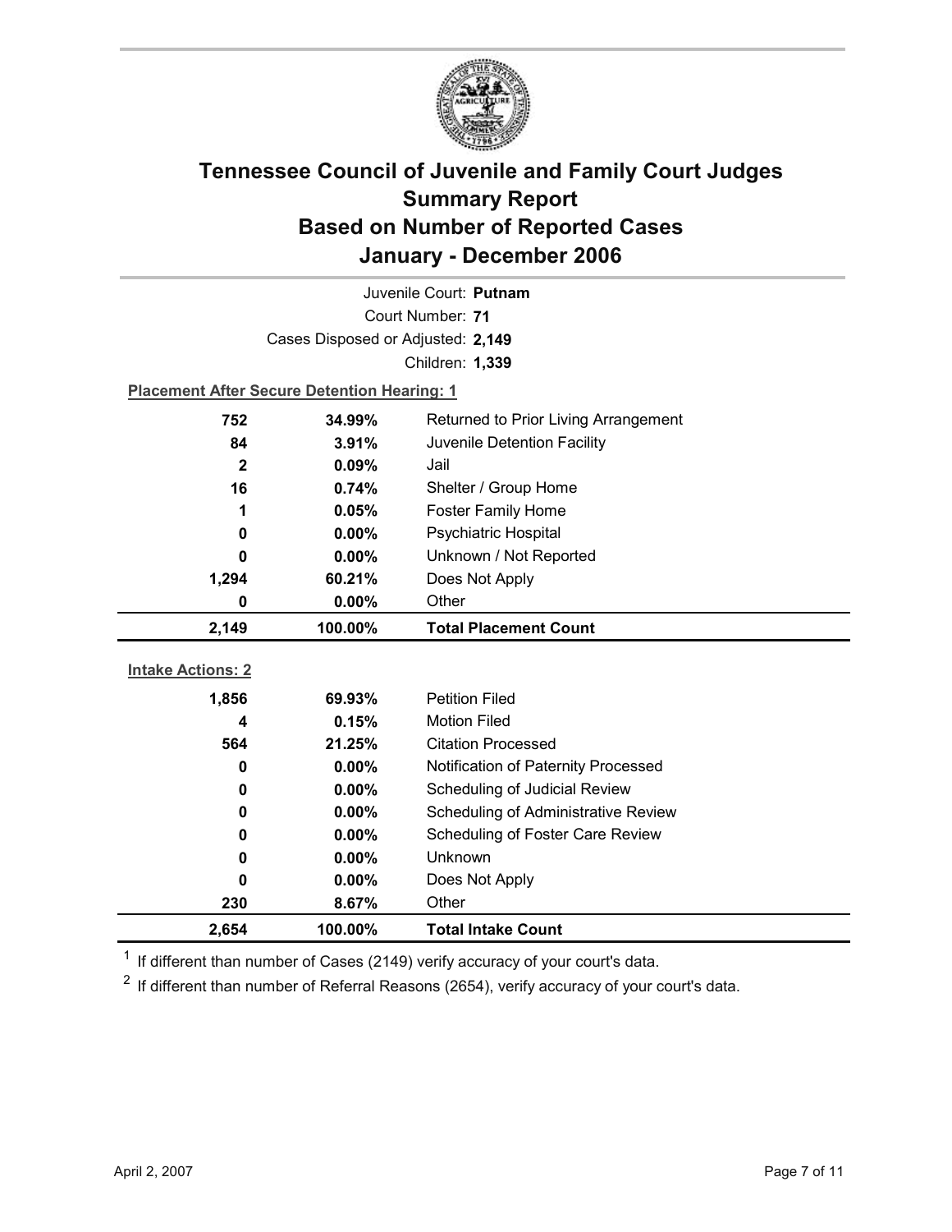# Tennessee Council of Juvenile and Family Court Judges
## Summary Report
## Based on Number of Reported Cases
## January - December 2006

Juvenile Court: **Putnam**

Court Number: **71**

Cases Disposed or Adjusted: **2,149**

Children: **1,339**

**Placement After Secure Detention Hearing: 1**

| Count | Percent | Placement |
|---|---|---|
| 752 | 34.99% | Returned to Prior Living Arrangement |
| 84 | 3.91% | Juvenile Detention Facility |
| 2 | 0.09% | Jail |
| 16 | 0.74% | Shelter / Group Home |
| 1 | 0.05% | Foster Family Home |
| 0 | 0.00% | Psychiatric Hospital |
| 0 | 0.00% | Unknown / Not Reported |
| 1,294 | 60.21% | Does Not Apply |
| 0 | 0.00% | Other |
| **2,149** | **100.00%** | **Total Placement Count** |

**Intake Actions: 2**

| Count | Percent | Intake Action |
|---|---|---|
| 1,856 | 69.93% | Petition Filed |
| 4 | 0.15% | Motion Filed |
| 564 | 21.25% | Citation Processed |
| 0 | 0.00% | Notification of Paternity Processed |
| 0 | 0.00% | Scheduling of Judicial Review |
| 0 | 0.00% | Scheduling of Administrative Review |
| 0 | 0.00% | Scheduling of Foster Care Review |
| 0 | 0.00% | Unknown |
| 0 | 0.00% | Does Not Apply |
| 230 | 8.67% | Other |
| **2,654** | **100.00%** | **Total Intake Count** |

[1] If different than number of Cases (2149) verify accuracy of your court's data.

[2] If different than number of Referral Reasons (2654), verify accuracy of your court's data.

April 2, 2007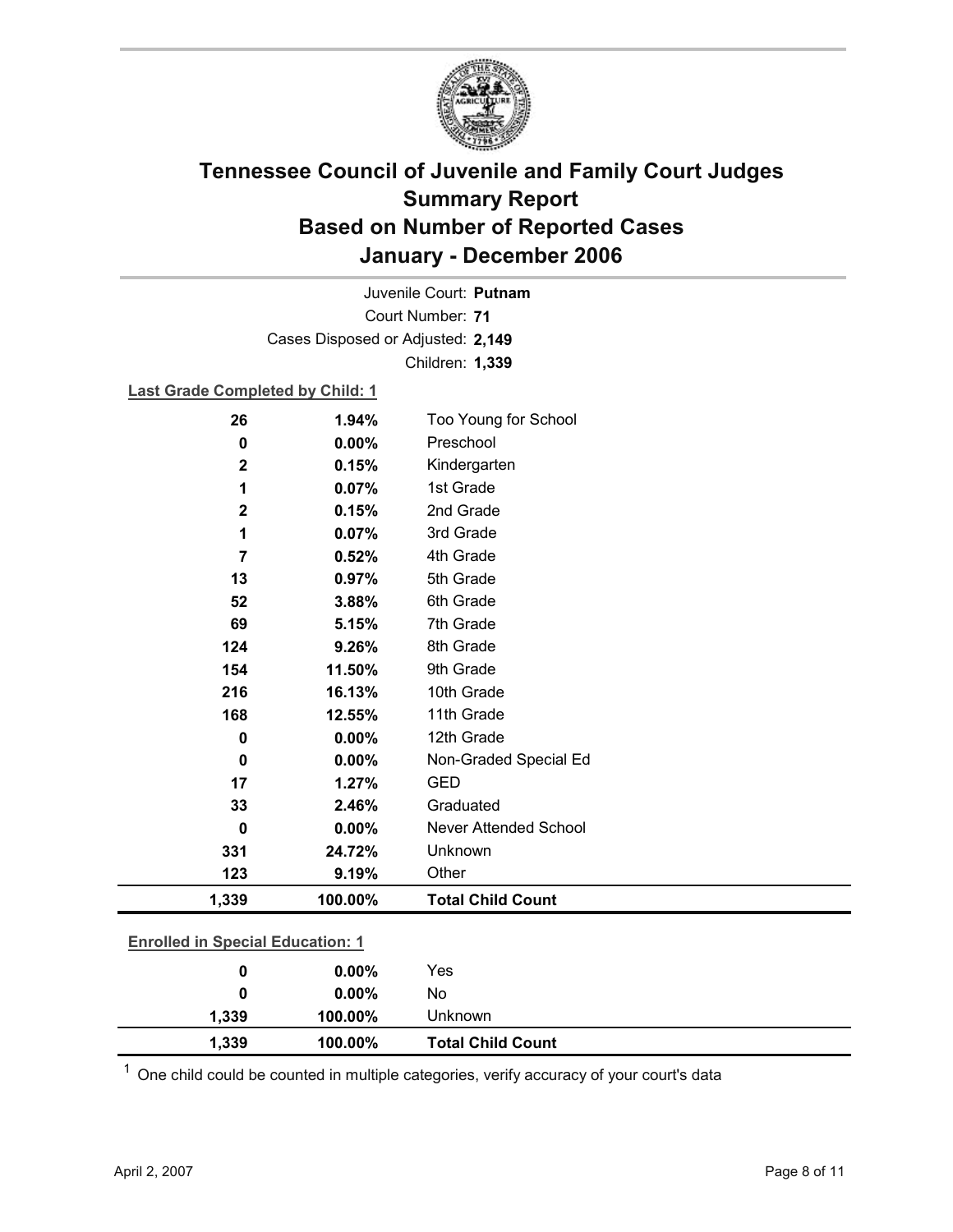# Tennessee Council of Juvenile and Family Court Judges
## Summary Report
## Based on Number of Reported Cases
## January - December 2006

Juvenile Court: **Putnam**
Court Number: **71**
Cases Disposed or Adjusted: **2,149**
Children: **1,339**

**Last Grade Completed by Child: 1**

| Count | Percent | Category |
|---|---|---|
| 26 | 1.94% | Too Young for School |
| 0 | 0.00% | Preschool |
| 2 | 0.15% | Kindergarten |
| 1 | 0.07% | 1st Grade |
| 2 | 0.15% | 2nd Grade |
| 1 | 0.07% | 3rd Grade |
| 7 | 0.52% | 4th Grade |
| 13 | 0.97% | 5th Grade |
| 52 | 3.88% | 6th Grade |
| 69 | 5.15% | 7th Grade |
| 124 | 9.26% | 8th Grade |
| 154 | 11.50% | 9th Grade |
| 216 | 16.13% | 10th Grade |
| 168 | 12.55% | 11th Grade |
| 0 | 0.00% | 12th Grade |
| 0 | 0.00% | Non-Graded Special Ed |
| 17 | 1.27% | GED |
| 33 | 2.46% | Graduated |
| 0 | 0.00% | Never Attended School |
| 331 | 24.72% | Unknown |
| 123 | 9.19% | Other |
| **1,339** | **100.00%** | **Total Child Count** |

**Enrolled in Special Education: 1**

| Count | Percent | Category |
|---|---|---|
| 0 | 0.00% | Yes |
| 0 | 0.00% | No |
| 1,339 | 100.00% | Unknown |
| **1,339** | **100.00%** | **Total Child Count** |

[1] One child could be counted in multiple categories, verify accuracy of your court's data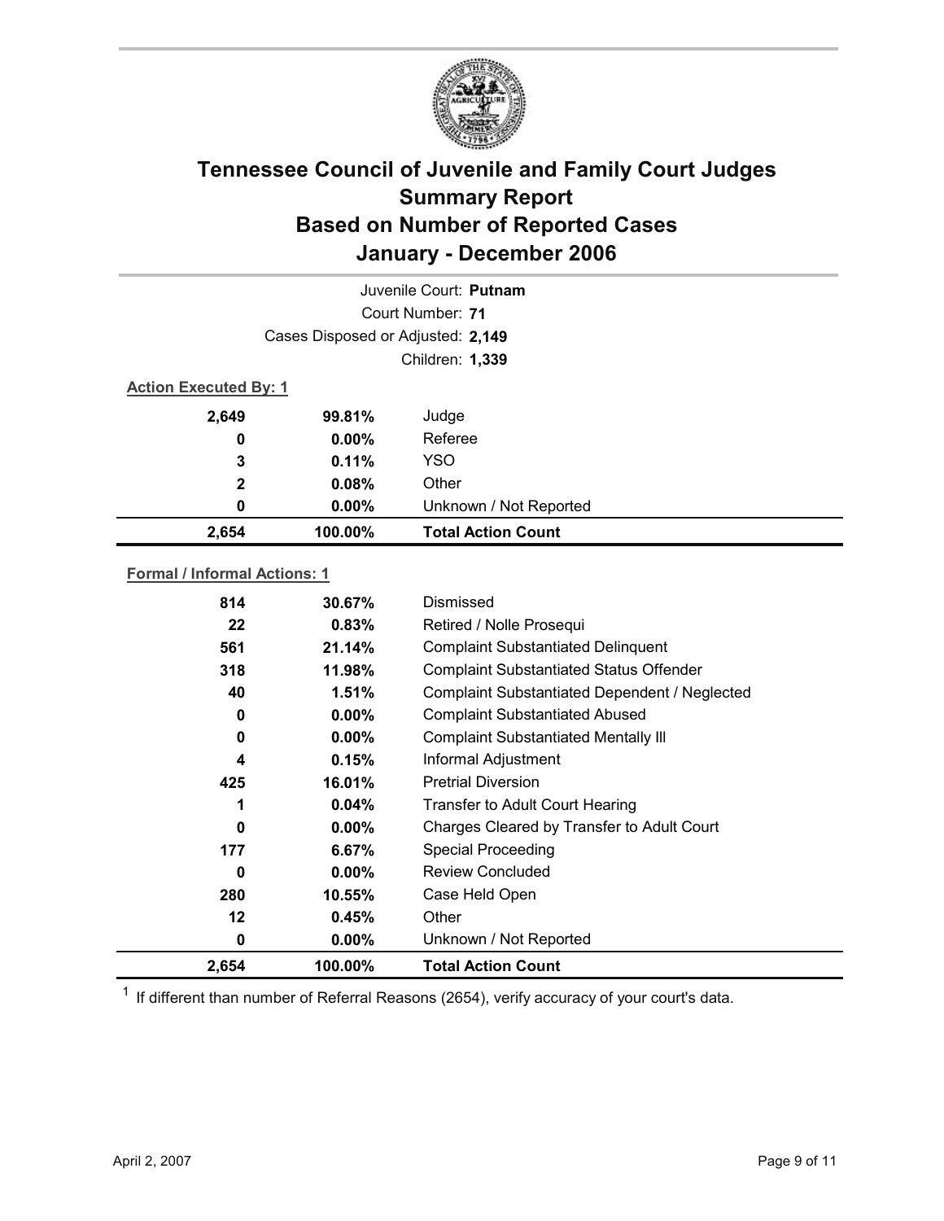# Tennessee Council of Juvenile and Family Court Judges
## Summary Report
## Based on Number of Reported Cases
## January - December 2006

Juvenile Court: **Putnam**
Court Number: **71**
Cases Disposed or Adjusted: **2,149**
Children: **1,339**

**Action Executed By: 1**

| | | |
|---|---|---|
| 2,649 | 99.81% | Judge |
| 0 | 0.00% | Referee |
| 3 | 0.11% | YSO |
| 2 | 0.08% | Other |
| 0 | 0.00% | Unknown / Not Reported |
| **2,654** | **100.00%** | **Total Action Count** |

**Formal / Informal Actions: 1**

| | | |
|---|---|---|
| 814 | 30.67% | Dismissed |
| 22 | 0.83% | Retired / Nolle Prosequi |
| 561 | 21.14% | Complaint Substantiated Delinquent |
| 318 | 11.98% | Complaint Substantiated Status Offender |
| 40 | 1.51% | Complaint Substantiated Dependent / Neglected |
| 0 | 0.00% | Complaint Substantiated Abused |
| 0 | 0.00% | Complaint Substantiated Mentally Ill |
| 4 | 0.15% | Informal Adjustment |
| 425 | 16.01% | Pretrial Diversion |
| 1 | 0.04% | Transfer to Adult Court Hearing |
| 0 | 0.00% | Charges Cleared by Transfer to Adult Court |
| 177 | 6.67% | Special Proceeding |
| 0 | 0.00% | Review Concluded |
| 280 | 10.55% | Case Held Open |
| 12 | 0.45% | Other |
| 0 | 0.00% | Unknown / Not Reported |
| **2,654** | **100.00%** | **Total Action Count** |

[1] If different than number of Referral Reasons (2654), verify accuracy of your court's data.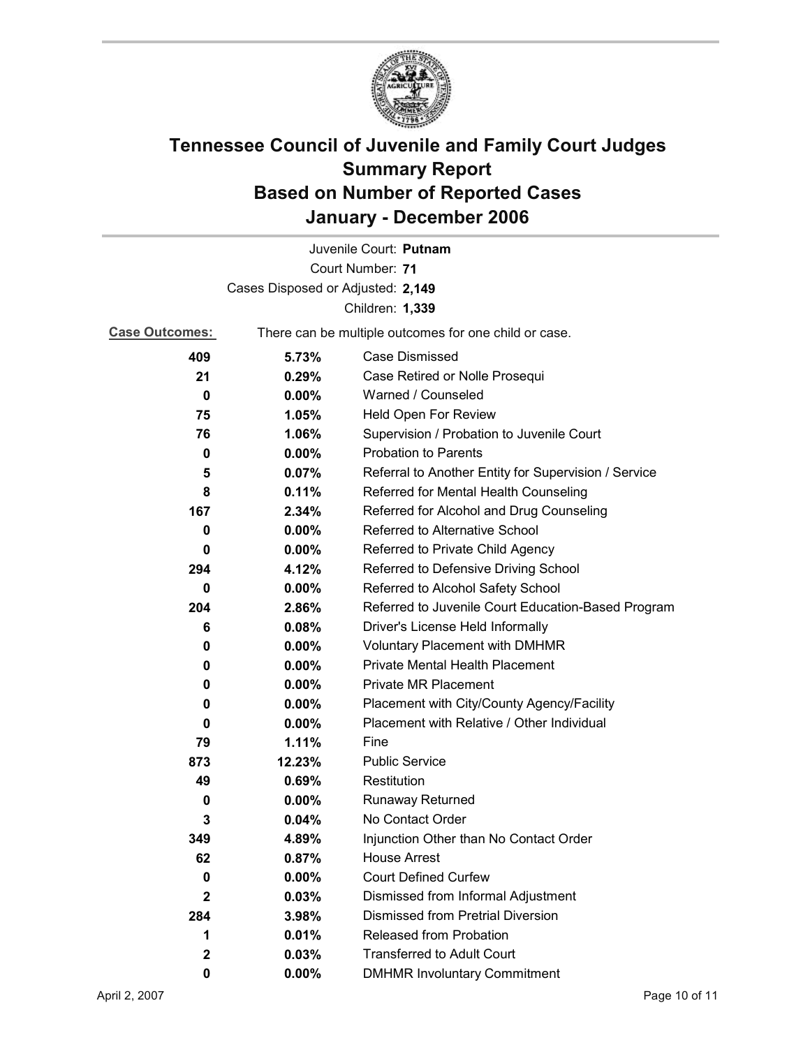# Tennessee Council of Juvenile and Family Court Judges
# Summary Report
# Based on Number of Reported Cases
# January - December 2006

Juvenile Court: **Putnam**

Court Number: **71**

Cases Disposed or Adjusted: **2,149**

Children: **1,339**

**Case Outcomes:** There can be multiple outcomes for one child or case.

| Count | Percent | Outcome |
|---|---|---|
| 409 | 5.73% | Case Dismissed |
| 21 | 0.29% | Case Retired or Nolle Prosequi |
| 0 | 0.00% | Warned / Counseled |
| 75 | 1.05% | Held Open For Review |
| 76 | 1.06% | Supervision / Probation to Juvenile Court |
| 0 | 0.00% | Probation to Parents |
| 5 | 0.07% | Referral to Another Entity for Supervision / Service |
| 8 | 0.11% | Referred for Mental Health Counseling |
| 167 | 2.34% | Referred for Alcohol and Drug Counseling |
| 0 | 0.00% | Referred to Alternative School |
| 0 | 0.00% | Referred to Private Child Agency |
| 294 | 4.12% | Referred to Defensive Driving School |
| 0 | 0.00% | Referred to Alcohol Safety School |
| 204 | 2.86% | Referred to Juvenile Court Education-Based Program |
| 6 | 0.08% | Driver's License Held Informally |
| 0 | 0.00% | Voluntary Placement with DMHMR |
| 0 | 0.00% | Private Mental Health Placement |
| 0 | 0.00% | Private MR Placement |
| 0 | 0.00% | Placement with City/County Agency/Facility |
| 0 | 0.00% | Placement with Relative / Other Individual |
| 79 | 1.11% | Fine |
| 873 | 12.23% | Public Service |
| 49 | 0.69% | Restitution |
| 0 | 0.00% | Runaway Returned |
| 3 | 0.04% | No Contact Order |
| 349 | 4.89% | Injunction Other than No Contact Order |
| 62 | 0.87% | House Arrest |
| 0 | 0.00% | Court Defined Curfew |
| 2 | 0.03% | Dismissed from Informal Adjustment |
| 284 | 3.98% | Dismissed from Pretrial Diversion |
| 1 | 0.01% | Released from Probation |
| 2 | 0.03% | Transferred to Adult Court |
| 0 | 0.00% | DMHMR Involuntary Commitment |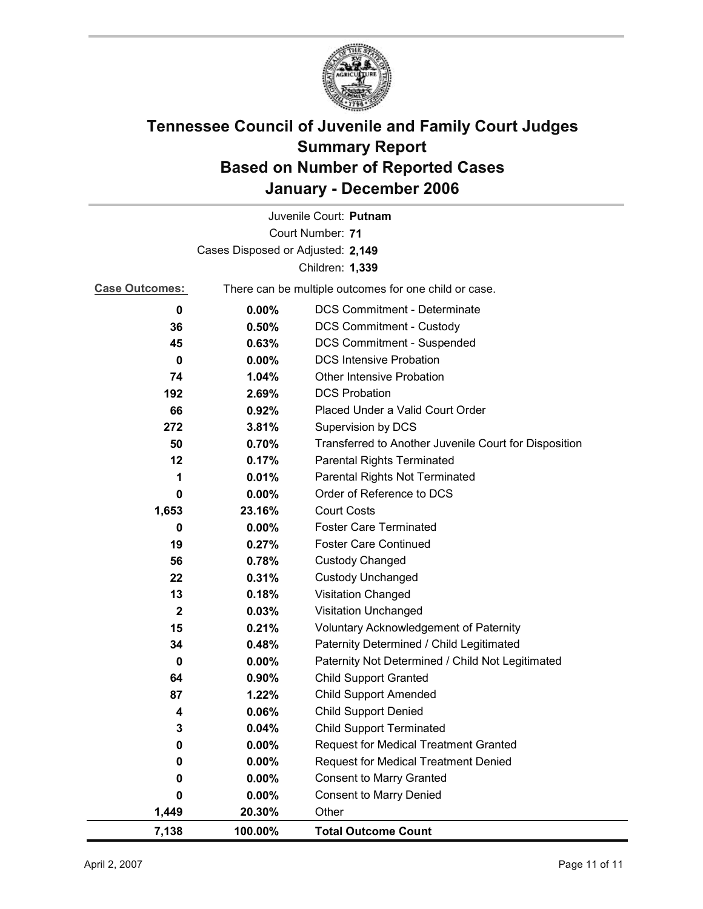# Tennessee Council of Juvenile and Family Court Judges
# Summary Report
# Based on Number of Reported Cases
# January - December 2006

Juvenile Court: **Putnam**

Court Number: **71**

Cases Disposed or Adjusted: **2,149**

Children: **1,339**

**Case Outcomes:** There can be multiple outcomes for one child or case.

| | | |
|---|---|---|
| 0 | 0.00% | DCS Commitment - Determinate |
| 36 | 0.50% | DCS Commitment - Custody |
| 45 | 0.63% | DCS Commitment - Suspended |
| 0 | 0.00% | DCS Intensive Probation |
| 74 | 1.04% | Other Intensive Probation |
| 192 | 2.69% | DCS Probation |
| 66 | 0.92% | Placed Under a Valid Court Order |
| 272 | 3.81% | Supervision by DCS |
| 50 | 0.70% | Transferred to Another Juvenile Court for Disposition |
| 12 | 0.17% | Parental Rights Terminated |
| 1 | 0.01% | Parental Rights Not Terminated |
| 0 | 0.00% | Order of Reference to DCS |
| 1,653 | 23.16% | Court Costs |
| 0 | 0.00% | Foster Care Terminated |
| 19 | 0.27% | Foster Care Continued |
| 56 | 0.78% | Custody Changed |
| 22 | 0.31% | Custody Unchanged |
| 13 | 0.18% | Visitation Changed |
| 2 | 0.03% | Visitation Unchanged |
| 15 | 0.21% | Voluntary Acknowledgement of Paternity |
| 34 | 0.48% | Paternity Determined / Child Legitimated |
| 0 | 0.00% | Paternity Not Determined / Child Not Legitimated |
| 64 | 0.90% | Child Support Granted |
| 87 | 1.22% | Child Support Amended |
| 4 | 0.06% | Child Support Denied |
| 3 | 0.04% | Child Support Terminated |
| 0 | 0.00% | Request for Medical Treatment Granted |
| 0 | 0.00% | Request for Medical Treatment Denied |
| 0 | 0.00% | Consent to Marry Granted |
| 0 | 0.00% | Consent to Marry Denied |
| 1,449 | 20.30% | Other |
| **7,138** | **100.00%** | **Total Outcome Count** |

April 2, 2007